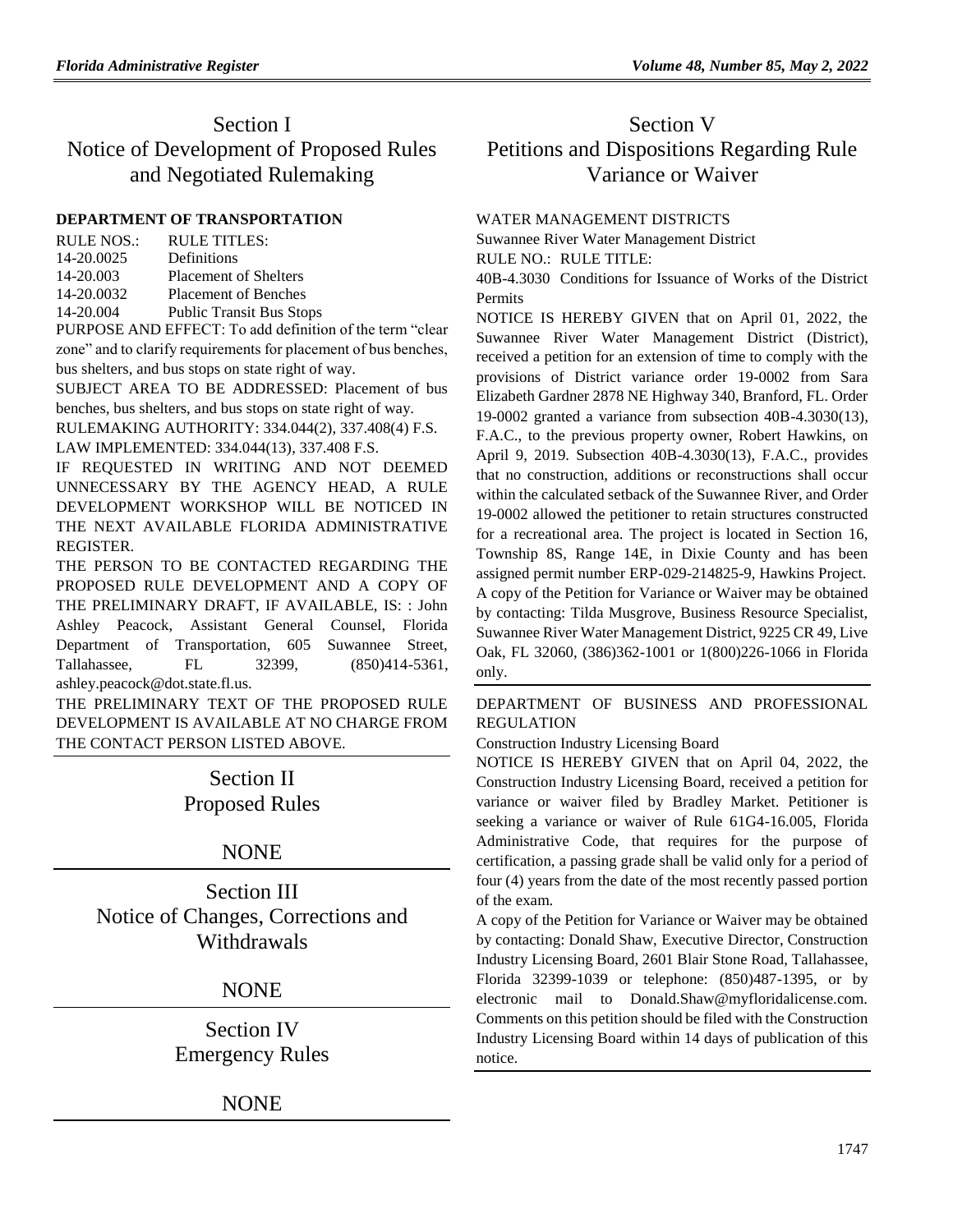# Section I
# Notice of Development of Proposed Rules and Negotiated Rulemaking

### DEPARTMENT OF TRANSPORTATION

| RULE NOS.: | RULE TITLES: |
| --- | --- |
| 14-20.0025 | Definitions |
| 14-20.003 | Placement of Shelters |
| 14-20.0032 | Placement of Benches |
| 14-20.004 | Public Transit Bus Stops |

PURPOSE AND EFFECT: To add definition of the term "clear zone" and to clarify requirements for placement of bus benches, bus shelters, and bus stops on state right of way.

SUBJECT AREA TO BE ADDRESSED: Placement of bus benches, bus shelters, and bus stops on state right of way.

RULEMAKING AUTHORITY: 334.044(2), 337.408(4) F.S.

LAW IMPLEMENTED: 334.044(13), 337.408 F.S.

IF REQUESTED IN WRITING AND NOT DEEMED UNNECESSARY BY THE AGENCY HEAD, A RULE DEVELOPMENT WORKSHOP WILL BE NOTICED IN THE NEXT AVAILABLE FLORIDA ADMINISTRATIVE REGISTER.

THE PERSON TO BE CONTACTED REGARDING THE PROPOSED RULE DEVELOPMENT AND A COPY OF THE PRELIMINARY DRAFT, IF AVAILABLE, IS: : John Ashley Peacock, Assistant General Counsel, Florida Department of Transportation, 605 Suwannee Street, Tallahassee, FL 32399, (850)414-5361, ashley.peacock@dot.state.fl.us.

THE PRELIMINARY TEXT OF THE PROPOSED RULE DEVELOPMENT IS AVAILABLE AT NO CHARGE FROM THE CONTACT PERSON LISTED ABOVE.

# Section II
# Proposed Rules

NONE

# Section III
# Notice of Changes, Corrections and Withdrawals

NONE

# Section IV
# Emergency Rules

NONE

# Section V
# Petitions and Dispositions Regarding Rule Variance or Waiver

WATER MANAGEMENT DISTRICTS

Suwannee River Water Management District

RULE NO.: RULE TITLE:

40B-4.3030 Conditions for Issuance of Works of the District Permits

NOTICE IS HEREBY GIVEN that on April 01, 2022, the Suwannee River Water Management District (District), received a petition for an extension of time to comply with the provisions of District variance order 19-0002 from Sara Elizabeth Gardner 2878 NE Highway 340, Branford, FL. Order 19-0002 granted a variance from subsection 40B-4.3030(13), F.A.C., to the previous property owner, Robert Hawkins, on April 9, 2019. Subsection 40B-4.3030(13), F.A.C., provides that no construction, additions or reconstructions shall occur within the calculated setback of the Suwannee River, and Order 19-0002 allowed the petitioner to retain structures constructed for a recreational area. The project is located in Section 16, Township 8S, Range 14E, in Dixie County and has been assigned permit number ERP-029-214825-9, Hawkins Project.

A copy of the Petition for Variance or Waiver may be obtained by contacting: Tilda Musgrove, Business Resource Specialist, Suwannee River Water Management District, 9225 CR 49, Live Oak, FL 32060, (386)362-1001 or 1(800)226-1066 in Florida only.

DEPARTMENT OF BUSINESS AND PROFESSIONAL REGULATION

Construction Industry Licensing Board

NOTICE IS HEREBY GIVEN that on April 04, 2022, the Construction Industry Licensing Board, received a petition for variance or waiver filed by Bradley Market. Petitioner is seeking a variance or waiver of Rule 61G4-16.005, Florida Administrative Code, that requires for the purpose of certification, a passing grade shall be valid only for a period of four (4) years from the date of the most recently passed portion of the exam.

A copy of the Petition for Variance or Waiver may be obtained by contacting: Donald Shaw, Executive Director, Construction Industry Licensing Board, 2601 Blair Stone Road, Tallahassee, Florida 32399-1039 or telephone: (850)487-1395, or by electronic mail to Donald.Shaw@myfloridalicense.com. Comments on this petition should be filed with the Construction Industry Licensing Board within 14 days of publication of this notice.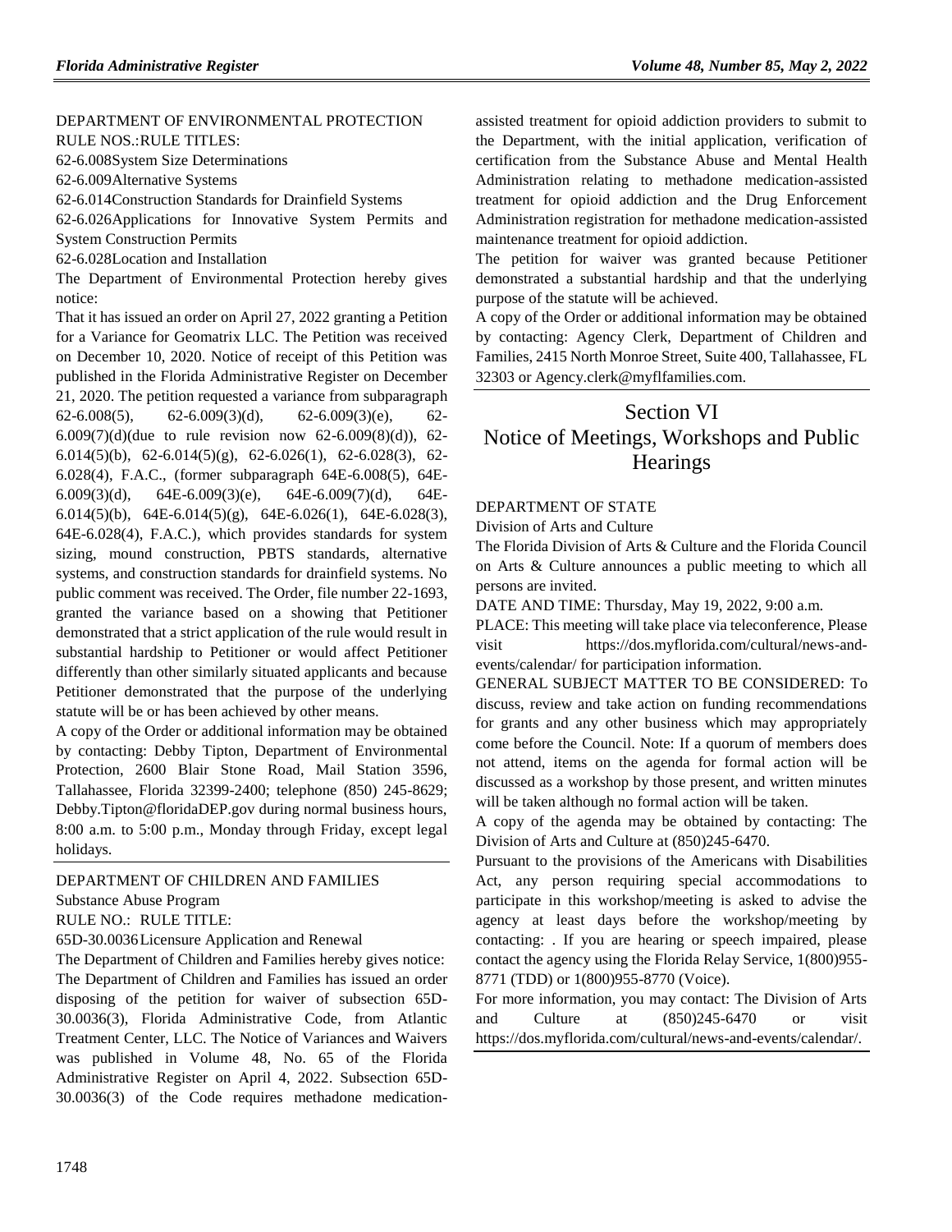DEPARTMENT OF ENVIRONMENTAL PROTECTION

RULE NOS.:RULE TITLES:

62-6.008System Size Determinations

62-6.009Alternative Systems

62-6.014Construction Standards for Drainfield Systems

62-6.026Applications for Innovative System Permits and System Construction Permits

62-6.028Location and Installation

The Department of Environmental Protection hereby gives notice:

That it has issued an order on April 27, 2022 granting a Petition for a Variance for Geomatrix LLC. The Petition was received on December 10, 2020. Notice of receipt of this Petition was published in the Florida Administrative Register on December 21, 2020. The petition requested a variance from subparagraph 62-6.008(5), 62-6.009(3)(d), 62-6.009(3)(e), 62-6.009(7)(d)(due to rule revision now 62-6.009(8)(d)), 62-6.014(5)(b), 62-6.014(5)(g), 62-6.026(1), 62-6.028(3), 62-6.028(4), F.A.C., (former subparagraph 64E-6.008(5), 64E-6.009(3)(d), 64E-6.009(3)(e), 64E-6.009(7)(d), 64E-6.014(5)(b), 64E-6.014(5)(g), 64E-6.026(1), 64E-6.028(3), 64E-6.028(4), F.A.C.), which provides standards for system sizing, mound construction, PBTS standards, alternative systems, and construction standards for drainfield systems. No public comment was received. The Order, file number 22-1693, granted the variance based on a showing that Petitioner demonstrated that a strict application of the rule would result in substantial hardship to Petitioner or would affect Petitioner differently than other similarly situated applicants and because Petitioner demonstrated that the purpose of the underlying statute will be or has been achieved by other means.

A copy of the Order or additional information may be obtained by contacting: Debby Tipton, Department of Environmental Protection, 2600 Blair Stone Road, Mail Station 3596, Tallahassee, Florida 32399-2400; telephone (850) 245-8629; Debby.Tipton@floridaDEP.gov during normal business hours, 8:00 a.m. to 5:00 p.m., Monday through Friday, except legal holidays.

DEPARTMENT OF CHILDREN AND FAMILIES

Substance Abuse Program

RULE NO.: RULE TITLE:

65D-30.0036Licensure Application and Renewal

The Department of Children and Families hereby gives notice:

The Department of Children and Families has issued an order disposing of the petition for waiver of subsection 65D-30.0036(3), Florida Administrative Code, from Atlantic Treatment Center, LLC. The Notice of Variances and Waivers was published in Volume 48, No. 65 of the Florida Administrative Register on April 4, 2022. Subsection 65D-30.0036(3) of the Code requires methadone medication-assisted treatment for opioid addiction providers to submit to the Department, with the initial application, verification of certification from the Substance Abuse and Mental Health Administration relating to methadone medication-assisted treatment for opioid addiction and the Drug Enforcement Administration registration for methadone medication-assisted maintenance treatment for opioid addiction.

The petition for waiver was granted because Petitioner demonstrated a substantial hardship and that the underlying purpose of the statute will be achieved.

A copy of the Order or additional information may be obtained by contacting: Agency Clerk, Department of Children and Families, 2415 North Monroe Street, Suite 400, Tallahassee, FL 32303 or Agency.clerk@myflfamilies.com.

# Section VI
# Notice of Meetings, Workshops and Public Hearings

DEPARTMENT OF STATE

Division of Arts and Culture

The Florida Division of Arts & Culture and the Florida Council on Arts & Culture announces a public meeting to which all persons are invited.

DATE AND TIME: Thursday, May 19, 2022, 9:00 a.m.

PLACE: This meeting will take place via teleconference, Please visit https://dos.myflorida.com/cultural/news-and-events/calendar/ for participation information.

GENERAL SUBJECT MATTER TO BE CONSIDERED: To discuss, review and take action on funding recommendations for grants and any other business which may appropriately come before the Council. Note: If a quorum of members does not attend, items on the agenda for formal action will be discussed as a workshop by those present, and written minutes will be taken although no formal action will be taken.

A copy of the agenda may be obtained by contacting: The Division of Arts and Culture at (850)245-6470.

Pursuant to the provisions of the Americans with Disabilities Act, any person requiring special accommodations to participate in this workshop/meeting is asked to advise the agency at least days before the workshop/meeting by contacting: . If you are hearing or speech impaired, please contact the agency using the Florida Relay Service, 1(800)955-8771 (TDD) or 1(800)955-8770 (Voice).

For more information, you may contact: The Division of Arts and Culture at (850)245-6470 or visit https://dos.myflorida.com/cultural/news-and-events/calendar/.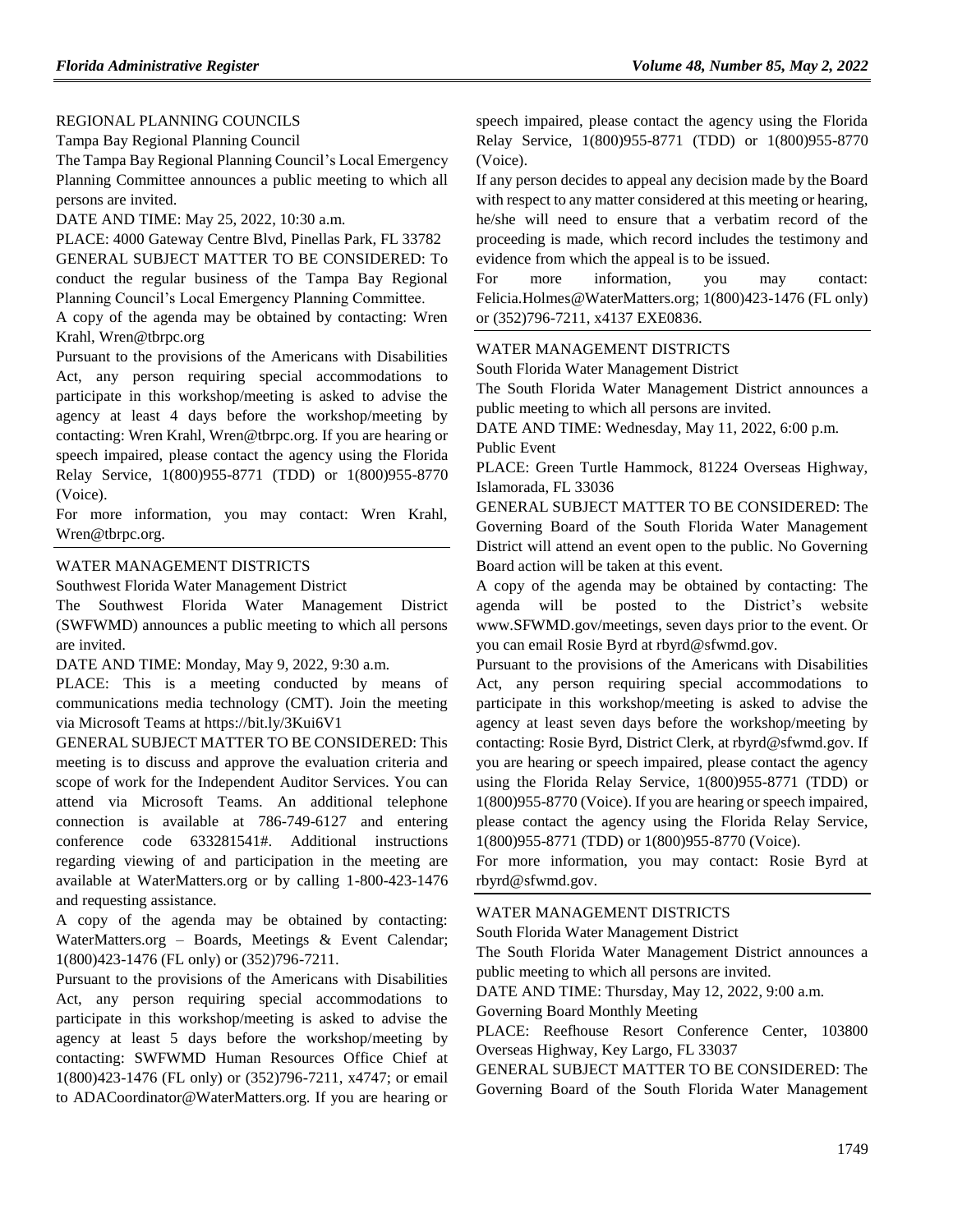REGIONAL PLANNING COUNCILS

Tampa Bay Regional Planning Council

The Tampa Bay Regional Planning Council's Local Emergency Planning Committee announces a public meeting to which all persons are invited.

DATE AND TIME: May 25, 2022, 10:30 a.m.

PLACE: 4000 Gateway Centre Blvd, Pinellas Park, FL 33782

GENERAL SUBJECT MATTER TO BE CONSIDERED: To conduct the regular business of the Tampa Bay Regional Planning Council's Local Emergency Planning Committee.

A copy of the agenda may be obtained by contacting: Wren Krahl, Wren@tbrpc.org

Pursuant to the provisions of the Americans with Disabilities Act, any person requiring special accommodations to participate in this workshop/meeting is asked to advise the agency at least 4 days before the workshop/meeting by contacting: Wren Krahl, Wren@tbrpc.org. If you are hearing or speech impaired, please contact the agency using the Florida Relay Service, 1(800)955-8771 (TDD) or 1(800)955-8770 (Voice).

For more information, you may contact: Wren Krahl, Wren@tbrpc.org.

---

WATER MANAGEMENT DISTRICTS

Southwest Florida Water Management District

The Southwest Florida Water Management District (SWFWMD) announces a public meeting to which all persons are invited.

DATE AND TIME: Monday, May 9, 2022, 9:30 a.m.

PLACE: This is a meeting conducted by means of communications media technology (CMT). Join the meeting via Microsoft Teams at https://bit.ly/3Kui6V1

GENERAL SUBJECT MATTER TO BE CONSIDERED: This meeting is to discuss and approve the evaluation criteria and scope of work for the Independent Auditor Services. You can attend via Microsoft Teams. An additional telephone connection is available at 786-749-6127 and entering conference code 633281541#. Additional instructions regarding viewing of and participation in the meeting are available at WaterMatters.org or by calling 1-800-423-1476 and requesting assistance.

A copy of the agenda may be obtained by contacting: WaterMatters.org – Boards, Meetings & Event Calendar; 1(800)423-1476 (FL only) or (352)796-7211.

Pursuant to the provisions of the Americans with Disabilities Act, any person requiring special accommodations to participate in this workshop/meeting is asked to advise the agency at least 5 days before the workshop/meeting by contacting: SWFWMD Human Resources Office Chief at 1(800)423-1476 (FL only) or (352)796-7211, x4747; or email to ADACoordinator@WaterMatters.org. If you are hearing or speech impaired, please contact the agency using the Florida Relay Service, 1(800)955-8771 (TDD) or 1(800)955-8770 (Voice).

If any person decides to appeal any decision made by the Board with respect to any matter considered at this meeting or hearing, he/she will need to ensure that a verbatim record of the proceeding is made, which record includes the testimony and evidence from which the appeal is to be issued.

For more information, you may contact: Felicia.Holmes@WaterMatters.org; 1(800)423-1476 (FL only) or (352)796-7211, x4137 EXE0836.

---

WATER MANAGEMENT DISTRICTS

South Florida Water Management District

The South Florida Water Management District announces a public meeting to which all persons are invited.

DATE AND TIME: Wednesday, May 11, 2022, 6:00 p.m. Public Event

PLACE: Green Turtle Hammock, 81224 Overseas Highway, Islamorada, FL 33036

GENERAL SUBJECT MATTER TO BE CONSIDERED: The Governing Board of the South Florida Water Management District will attend an event open to the public. No Governing Board action will be taken at this event.

A copy of the agenda may be obtained by contacting: The agenda will be posted to the District's website www.SFWMD.gov/meetings, seven days prior to the event. Or you can email Rosie Byrd at rbyrd@sfwmd.gov.

Pursuant to the provisions of the Americans with Disabilities Act, any person requiring special accommodations to participate in this workshop/meeting is asked to advise the agency at least seven days before the workshop/meeting by contacting: Rosie Byrd, District Clerk, at rbyrd@sfwmd.gov. If you are hearing or speech impaired, please contact the agency using the Florida Relay Service, 1(800)955-8771 (TDD) or 1(800)955-8770 (Voice). If you are hearing or speech impaired, please contact the agency using the Florida Relay Service, 1(800)955-8771 (TDD) or 1(800)955-8770 (Voice).

For more information, you may contact: Rosie Byrd at rbyrd@sfwmd.gov.

---

WATER MANAGEMENT DISTRICTS

South Florida Water Management District

The South Florida Water Management District announces a public meeting to which all persons are invited.

DATE AND TIME: Thursday, May 12, 2022, 9:00 a.m. Governing Board Monthly Meeting

PLACE: Reefhouse Resort Conference Center, 103800 Overseas Highway, Key Largo, FL 33037

GENERAL SUBJECT MATTER TO BE CONSIDERED: The Governing Board of the South Florida Water Management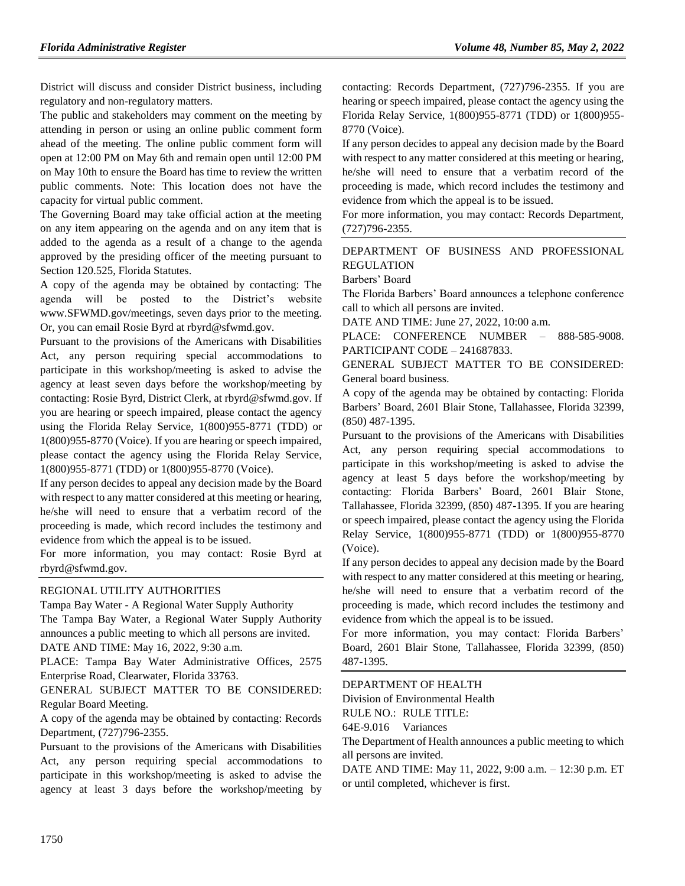District will discuss and consider District business, including regulatory and non-regulatory matters.

The public and stakeholders may comment on the meeting by attending in person or using an online public comment form ahead of the meeting. The online public comment form will open at 12:00 PM on May 6th and remain open until 12:00 PM on May 10th to ensure the Board has time to review the written public comments. Note: This location does not have the capacity for virtual public comment.

The Governing Board may take official action at the meeting on any item appearing on the agenda and on any item that is added to the agenda as a result of a change to the agenda approved by the presiding officer of the meeting pursuant to Section 120.525, Florida Statutes.

A copy of the agenda may be obtained by contacting: The agenda will be posted to the District's website www.SFWMD.gov/meetings, seven days prior to the meeting. Or, you can email Rosie Byrd at rbyrd@sfwmd.gov.

Pursuant to the provisions of the Americans with Disabilities Act, any person requiring special accommodations to participate in this workshop/meeting is asked to advise the agency at least seven days before the workshop/meeting by contacting: Rosie Byrd, District Clerk, at rbyrd@sfwmd.gov. If you are hearing or speech impaired, please contact the agency using the Florida Relay Service, 1(800)955-8771 (TDD) or 1(800)955-8770 (Voice). If you are hearing or speech impaired, please contact the agency using the Florida Relay Service, 1(800)955-8771 (TDD) or 1(800)955-8770 (Voice).

If any person decides to appeal any decision made by the Board with respect to any matter considered at this meeting or hearing, he/she will need to ensure that a verbatim record of the proceeding is made, which record includes the testimony and evidence from which the appeal is to be issued.

For more information, you may contact: Rosie Byrd at rbyrd@sfwmd.gov.

REGIONAL UTILITY AUTHORITIES

Tampa Bay Water - A Regional Water Supply Authority

The Tampa Bay Water, a Regional Water Supply Authority announces a public meeting to which all persons are invited.

DATE AND TIME: May 16, 2022, 9:30 a.m.

PLACE: Tampa Bay Water Administrative Offices, 2575 Enterprise Road, Clearwater, Florida 33763.

GENERAL SUBJECT MATTER TO BE CONSIDERED: Regular Board Meeting.

A copy of the agenda may be obtained by contacting: Records Department, (727)796-2355.

Pursuant to the provisions of the Americans with Disabilities Act, any person requiring special accommodations to participate in this workshop/meeting is asked to advise the agency at least 3 days before the workshop/meeting by contacting: Records Department, (727)796-2355. If you are hearing or speech impaired, please contact the agency using the Florida Relay Service, 1(800)955-8771 (TDD) or 1(800)955-8770 (Voice).

If any person decides to appeal any decision made by the Board with respect to any matter considered at this meeting or hearing, he/she will need to ensure that a verbatim record of the proceeding is made, which record includes the testimony and evidence from which the appeal is to be issued.

For more information, you may contact: Records Department, (727)796-2355.

DEPARTMENT OF BUSINESS AND PROFESSIONAL REGULATION

Barbers' Board

The Florida Barbers' Board announces a telephone conference call to which all persons are invited.

DATE AND TIME: June 27, 2022, 10:00 a.m.

PLACE: CONFERENCE NUMBER – 888-585-9008. PARTICIPANT CODE – 241687833.

GENERAL SUBJECT MATTER TO BE CONSIDERED: General board business.

A copy of the agenda may be obtained by contacting: Florida Barbers' Board, 2601 Blair Stone, Tallahassee, Florida 32399, (850) 487-1395.

Pursuant to the provisions of the Americans with Disabilities Act, any person requiring special accommodations to participate in this workshop/meeting is asked to advise the agency at least 5 days before the workshop/meeting by contacting: Florida Barbers' Board, 2601 Blair Stone, Tallahassee, Florida 32399, (850) 487-1395. If you are hearing or speech impaired, please contact the agency using the Florida Relay Service, 1(800)955-8771 (TDD) or 1(800)955-8770 (Voice).

If any person decides to appeal any decision made by the Board with respect to any matter considered at this meeting or hearing, he/she will need to ensure that a verbatim record of the proceeding is made, which record includes the testimony and evidence from which the appeal is to be issued.

For more information, you may contact: Florida Barbers' Board, 2601 Blair Stone, Tallahassee, Florida 32399, (850) 487-1395.

DEPARTMENT OF HEALTH

Division of Environmental Health

RULE NO.: RULE TITLE:

64E-9.016 Variances

The Department of Health announces a public meeting to which all persons are invited.

DATE AND TIME: May 11, 2022, 9:00 a.m. – 12:30 p.m. ET or until completed, whichever is first.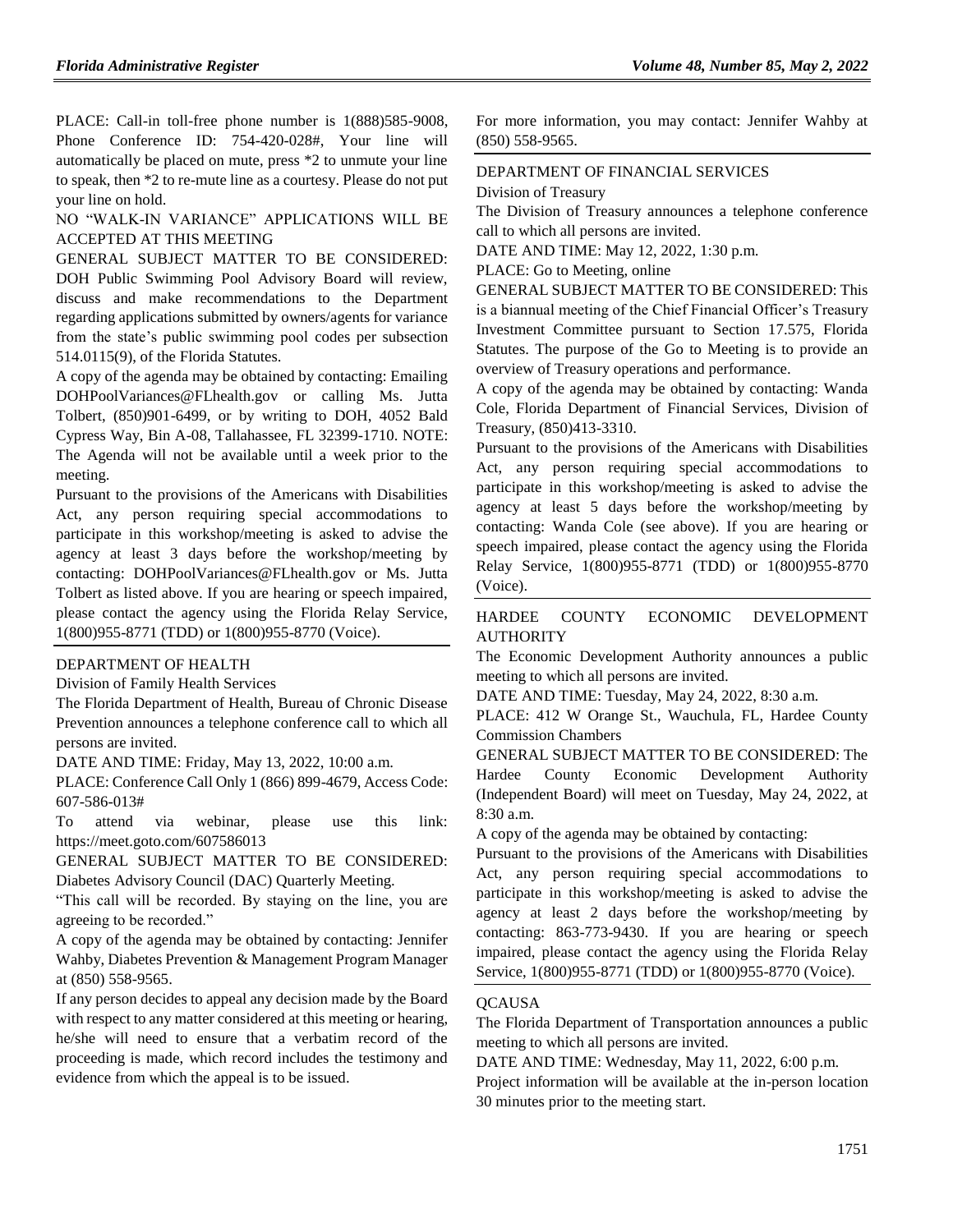PLACE: Call-in toll-free phone number is 1(888)585-9008, Phone Conference ID: 754-420-028#, Your line will automatically be placed on mute, press *2 to unmute your line to speak, then *2 to re-mute line as a courtesy. Please do not put your line on hold.

NO "WALK-IN VARIANCE" APPLICATIONS WILL BE ACCEPTED AT THIS MEETING

GENERAL SUBJECT MATTER TO BE CONSIDERED: DOH Public Swimming Pool Advisory Board will review, discuss and make recommendations to the Department regarding applications submitted by owners/agents for variance from the state's public swimming pool codes per subsection 514.0115(9), of the Florida Statutes.

A copy of the agenda may be obtained by contacting: Emailing DOHPoolVariances@FLhealth.gov or calling Ms. Jutta Tolbert, (850)901-6499, or by writing to DOH, 4052 Bald Cypress Way, Bin A-08, Tallahassee, FL 32399-1710. NOTE: The Agenda will not be available until a week prior to the meeting.

Pursuant to the provisions of the Americans with Disabilities Act, any person requiring special accommodations to participate in this workshop/meeting is asked to advise the agency at least 3 days before the workshop/meeting by contacting: DOHPoolVariances@FLhealth.gov or Ms. Jutta Tolbert as listed above. If you are hearing or speech impaired, please contact the agency using the Florida Relay Service, 1(800)955-8771 (TDD) or 1(800)955-8770 (Voice).

---

DEPARTMENT OF HEALTH

Division of Family Health Services

The Florida Department of Health, Bureau of Chronic Disease Prevention announces a telephone conference call to which all persons are invited.

DATE AND TIME: Friday, May 13, 2022, 10:00 a.m.

PLACE: Conference Call Only 1 (866) 899-4679, Access Code: 607-586-013#

To attend via webinar, please use this link: https://meet.goto.com/607586013

GENERAL SUBJECT MATTER TO BE CONSIDERED: Diabetes Advisory Council (DAC) Quarterly Meeting.

"This call will be recorded. By staying on the line, you are agreeing to be recorded."

A copy of the agenda may be obtained by contacting: Jennifer Wahby, Diabetes Prevention & Management Program Manager at (850) 558-9565.

If any person decides to appeal any decision made by the Board with respect to any matter considered at this meeting or hearing, he/she will need to ensure that a verbatim record of the proceeding is made, which record includes the testimony and evidence from which the appeal is to be issued.

For more information, you may contact: Jennifer Wahby at (850) 558-9565.

---

DEPARTMENT OF FINANCIAL SERVICES

Division of Treasury

The Division of Treasury announces a telephone conference call to which all persons are invited.

DATE AND TIME: May 12, 2022, 1:30 p.m.

PLACE: Go to Meeting, online

GENERAL SUBJECT MATTER TO BE CONSIDERED: This is a biannual meeting of the Chief Financial Officer's Treasury Investment Committee pursuant to Section 17.575, Florida Statutes. The purpose of the Go to Meeting is to provide an overview of Treasury operations and performance.

A copy of the agenda may be obtained by contacting: Wanda Cole, Florida Department of Financial Services, Division of Treasury, (850)413-3310.

Pursuant to the provisions of the Americans with Disabilities Act, any person requiring special accommodations to participate in this workshop/meeting is asked to advise the agency at least 5 days before the workshop/meeting by contacting: Wanda Cole (see above). If you are hearing or speech impaired, please contact the agency using the Florida Relay Service, 1(800)955-8771 (TDD) or 1(800)955-8770 (Voice).

---

HARDEE COUNTY ECONOMIC DEVELOPMENT AUTHORITY

The Economic Development Authority announces a public meeting to which all persons are invited.

DATE AND TIME: Tuesday, May 24, 2022, 8:30 a.m.

PLACE: 412 W Orange St., Wauchula, FL, Hardee County Commission Chambers

GENERAL SUBJECT MATTER TO BE CONSIDERED: The Hardee County Economic Development Authority (Independent Board) will meet on Tuesday, May 24, 2022, at 8:30 a.m.

A copy of the agenda may be obtained by contacting:

Pursuant to the provisions of the Americans with Disabilities Act, any person requiring special accommodations to participate in this workshop/meeting is asked to advise the agency at least 2 days before the workshop/meeting by contacting: 863-773-9430. If you are hearing or speech impaired, please contact the agency using the Florida Relay Service, 1(800)955-8771 (TDD) or 1(800)955-8770 (Voice).

---

QCAUSA

The Florida Department of Transportation announces a public meeting to which all persons are invited.

DATE AND TIME: Wednesday, May 11, 2022, 6:00 p.m.

Project information will be available at the in-person location 30 minutes prior to the meeting start.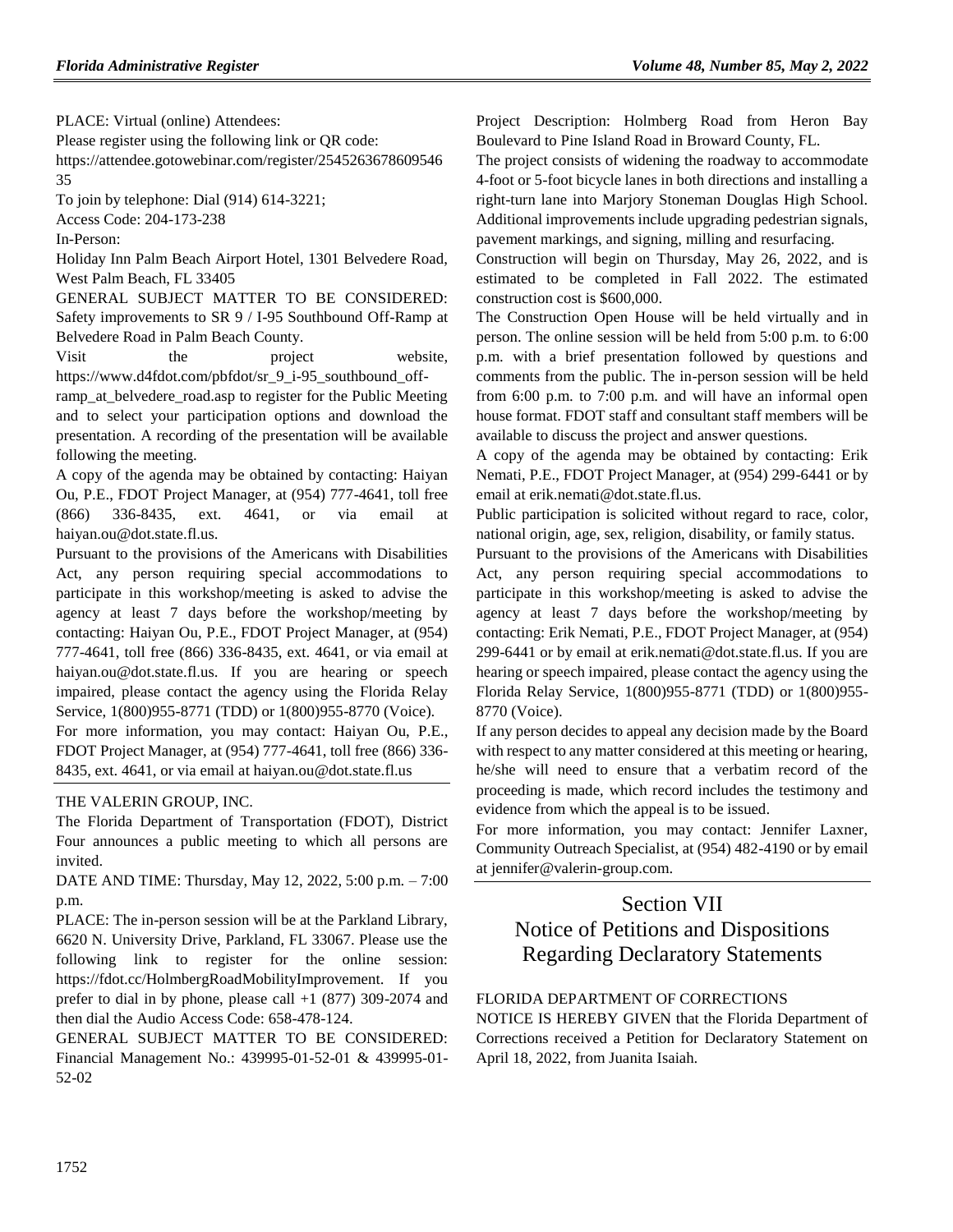PLACE: Virtual (online) Attendees:

Please register using the following link or QR code:

https://attendee.gotowebinar.com/register/254526367860954635

To join by telephone: Dial (914) 614-3221;

Access Code: 204-173-238

In-Person:

Holiday Inn Palm Beach Airport Hotel, 1301 Belvedere Road, West Palm Beach, FL 33405

GENERAL SUBJECT MATTER TO BE CONSIDERED: Safety improvements to SR 9 / I-95 Southbound Off-Ramp at Belvedere Road in Palm Beach County.

Visit the project website, https://www.d4fdot.com/pbfdot/sr_9_i-95_southbound_off-ramp_at_belvedere_road.asp to register for the Public Meeting and to select your participation options and download the presentation. A recording of the presentation will be available following the meeting.

A copy of the agenda may be obtained by contacting: Haiyan Ou, P.E., FDOT Project Manager, at (954) 777-4641, toll free (866) 336-8435, ext. 4641, or via email at haiyan.ou@dot.state.fl.us.

Pursuant to the provisions of the Americans with Disabilities Act, any person requiring special accommodations to participate in this workshop/meeting is asked to advise the agency at least 7 days before the workshop/meeting by contacting: Haiyan Ou, P.E., FDOT Project Manager, at (954) 777-4641, toll free (866) 336-8435, ext. 4641, or via email at haiyan.ou@dot.state.fl.us. If you are hearing or speech impaired, please contact the agency using the Florida Relay Service, 1(800)955-8771 (TDD) or 1(800)955-8770 (Voice).

For more information, you may contact: Haiyan Ou, P.E., FDOT Project Manager, at (954) 777-4641, toll free (866) 336-8435, ext. 4641, or via email at haiyan.ou@dot.state.fl.us

THE VALERIN GROUP, INC.

The Florida Department of Transportation (FDOT), District Four announces a public meeting to which all persons are invited.

DATE AND TIME: Thursday, May 12, 2022, 5:00 p.m. – 7:00 p.m.

PLACE: The in-person session will be at the Parkland Library, 6620 N. University Drive, Parkland, FL 33067. Please use the following link to register for the online session: https://fdot.cc/HolmbergRoadMobilityImprovement. If you prefer to dial in by phone, please call +1 (877) 309-2074 and then dial the Audio Access Code: 658-478-124.

GENERAL SUBJECT MATTER TO BE CONSIDERED: Financial Management No.: 439995-01-52-01 & 439995-01-52-02

Project Description: Holmberg Road from Heron Bay Boulevard to Pine Island Road in Broward County, FL.

The project consists of widening the roadway to accommodate 4-foot or 5-foot bicycle lanes in both directions and installing a right-turn lane into Marjory Stoneman Douglas High School. Additional improvements include upgrading pedestrian signals, pavement markings, and signing, milling and resurfacing.

Construction will begin on Thursday, May 26, 2022, and is estimated to be completed in Fall 2022. The estimated construction cost is $600,000.

The Construction Open House will be held virtually and in person. The online session will be held from 5:00 p.m. to 6:00 p.m. with a brief presentation followed by questions and comments from the public. The in-person session will be held from 6:00 p.m. to 7:00 p.m. and will have an informal open house format. FDOT staff and consultant staff members will be available to discuss the project and answer questions.

A copy of the agenda may be obtained by contacting: Erik Nemati, P.E., FDOT Project Manager, at (954) 299-6441 or by email at erik.nemati@dot.state.fl.us.

Public participation is solicited without regard to race, color, national origin, age, sex, religion, disability, or family status.

Pursuant to the provisions of the Americans with Disabilities Act, any person requiring special accommodations to participate in this workshop/meeting is asked to advise the agency at least 7 days before the workshop/meeting by contacting: Erik Nemati, P.E., FDOT Project Manager, at (954) 299-6441 or by email at erik.nemati@dot.state.fl.us. If you are hearing or speech impaired, please contact the agency using the Florida Relay Service, 1(800)955-8771 (TDD) or 1(800)955-8770 (Voice).

If any person decides to appeal any decision made by the Board with respect to any matter considered at this meeting or hearing, he/she will need to ensure that a verbatim record of the proceeding is made, which record includes the testimony and evidence from which the appeal is to be issued.

For more information, you may contact: Jennifer Laxner, Community Outreach Specialist, at (954) 482-4190 or by email at jennifer@valerin-group.com.

# Section VII
# Notice of Petitions and Dispositions Regarding Declaratory Statements

FLORIDA DEPARTMENT OF CORRECTIONS

NOTICE IS HEREBY GIVEN that the Florida Department of Corrections received a Petition for Declaratory Statement on April 18, 2022, from Juanita Isaiah.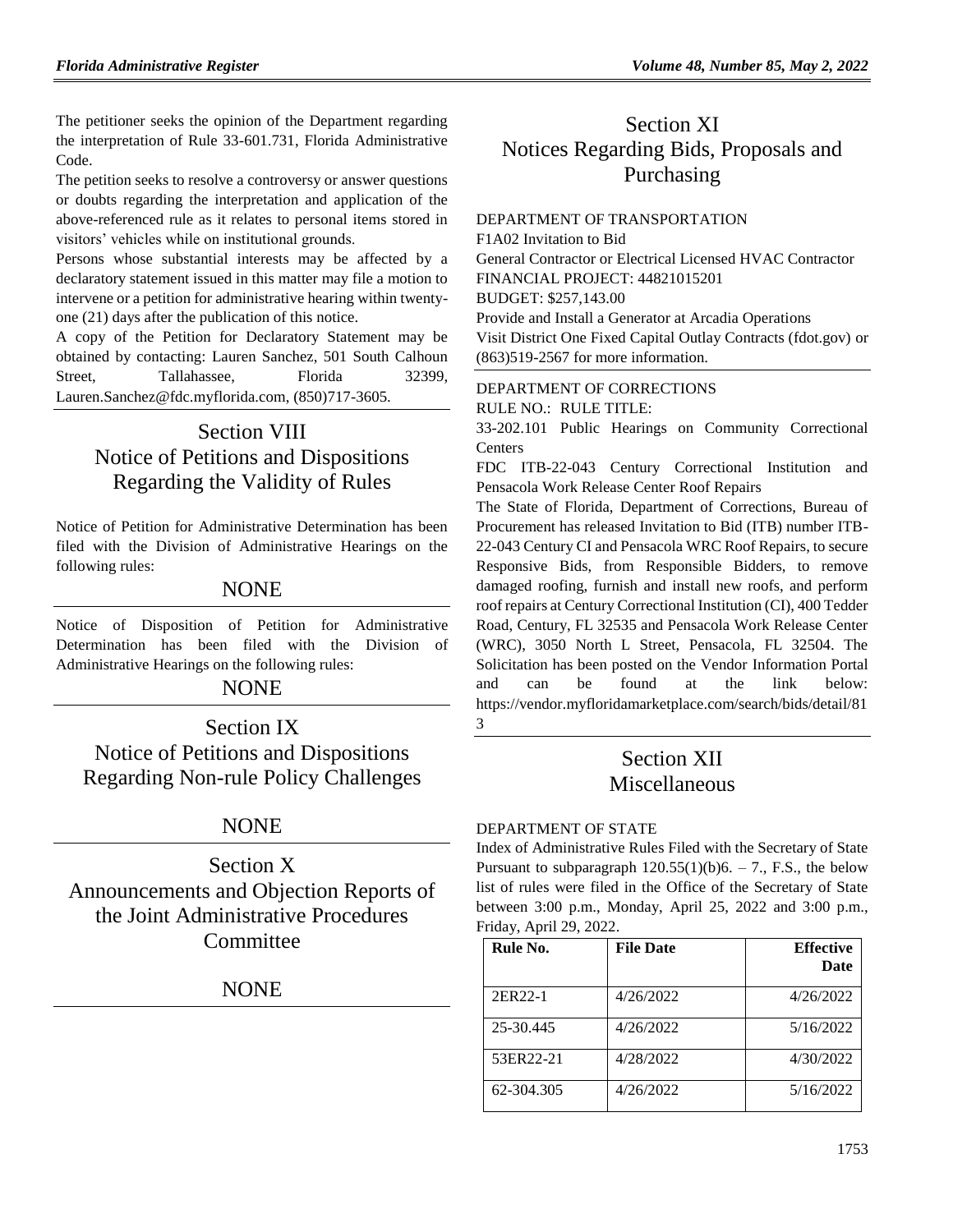The petitioner seeks the opinion of the Department regarding the interpretation of Rule 33-601.731, Florida Administrative Code.

The petition seeks to resolve a controversy or answer questions or doubts regarding the interpretation and application of the above-referenced rule as it relates to personal items stored in visitors' vehicles while on institutional grounds.

Persons whose substantial interests may be affected by a declaratory statement issued in this matter may file a motion to intervene or a petition for administrative hearing within twenty-one (21) days after the publication of this notice.

A copy of the Petition for Declaratory Statement may be obtained by contacting: Lauren Sanchez, 501 South Calhoun Street, Tallahassee, Florida 32399, Lauren.Sanchez@fdc.myflorida.com, (850)717-3605.

# Section VIII
# Notice of Petitions and Dispositions Regarding the Validity of Rules

Notice of Petition for Administrative Determination has been filed with the Division of Administrative Hearings on the following rules:

NONE

Notice of Disposition of Petition for Administrative Determination has been filed with the Division of Administrative Hearings on the following rules:

NONE

# Section IX
# Notice of Petitions and Dispositions Regarding Non-rule Policy Challenges

NONE

# Section X
# Announcements and Objection Reports of the Joint Administrative Procedures Committee

NONE

# Section XI
# Notices Regarding Bids, Proposals and Purchasing

DEPARTMENT OF TRANSPORTATION

F1A02 Invitation to Bid

General Contractor or Electrical Licensed HVAC Contractor

FINANCIAL PROJECT: 44821015201

BUDGET: $257,143.00

Provide and Install a Generator at Arcadia Operations

Visit District One Fixed Capital Outlay Contracts (fdot.gov) or (863)519-2567 for more information.

DEPARTMENT OF CORRECTIONS

RULE NO.: RULE TITLE:

33-202.101 Public Hearings on Community Correctional Centers

FDC ITB-22-043 Century Correctional Institution and Pensacola Work Release Center Roof Repairs

The State of Florida, Department of Corrections, Bureau of Procurement has released Invitation to Bid (ITB) number ITB-22-043 Century CI and Pensacola WRC Roof Repairs, to secure Responsive Bids, from Responsible Bidders, to remove damaged roofing, furnish and install new roofs, and perform roof repairs at Century Correctional Institution (CI), 400 Tedder Road, Century, FL 32535 and Pensacola Work Release Center (WRC), 3050 North L Street, Pensacola, FL 32504. The Solicitation has been posted on the Vendor Information Portal and can be found at the link below: https://vendor.myfloridamarketplace.com/search/bids/detail/813

# Section XII
# Miscellaneous

DEPARTMENT OF STATE

Index of Administrative Rules Filed with the Secretary of State Pursuant to subparagraph 120.55(1)(b)6. – 7., F.S., the below list of rules were filed in the Office of the Secretary of State between 3:00 p.m., Monday, April 25, 2022 and 3:00 p.m., Friday, April 29, 2022.

| Rule No. | File Date | Effective Date |
|---|---|---|
| 2ER22-1 | 4/26/2022 | 4/26/2022 |
| 25-30.445 | 4/26/2022 | 5/16/2022 |
| 53ER22-21 | 4/28/2022 | 4/30/2022 |
| 62-304.305 | 4/26/2022 | 5/16/2022 |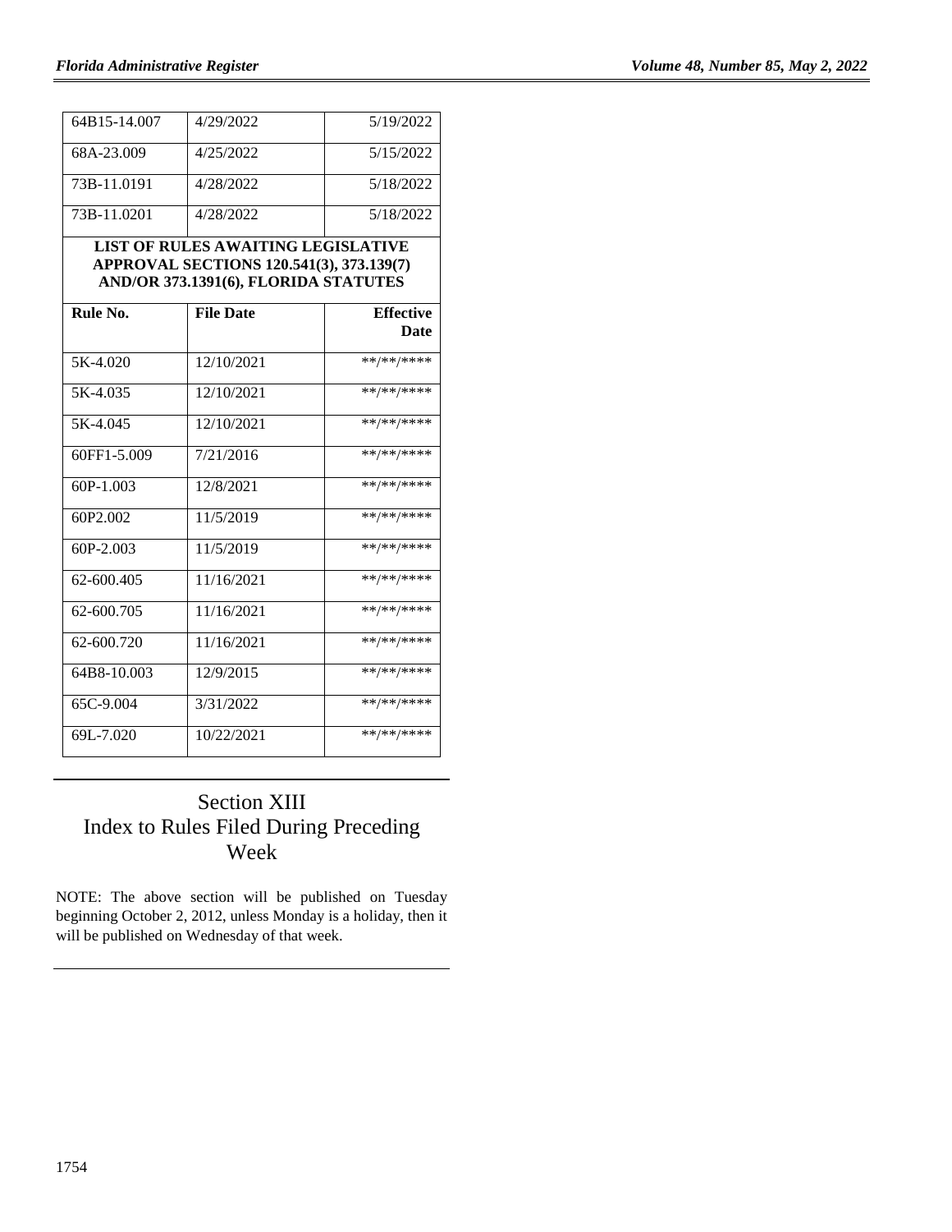| | | |
|---|---|---|
| 64B15-14.007 | 4/29/2022 | 5/19/2022 |
| 68A-23.009 | 4/25/2022 | 5/15/2022 |
| 73B-11.0191 | 4/28/2022 | 5/18/2022 |
| 73B-11.0201 | 4/28/2022 | 5/18/2022 |

**LIST OF RULES AWAITING LEGISLATIVE APPROVAL SECTIONS 120.541(3), 373.139(7) AND/OR 373.1391(6), FLORIDA STATUTES**

| Rule No. | File Date | Effective Date |
|---|---|---|
| 5K-4.020 | 12/10/2021 | **/**/**** |
| 5K-4.035 | 12/10/2021 | **/**/**** |
| 5K-4.045 | 12/10/2021 | **/**/**** |
| 60FF1-5.009 | 7/21/2016 | **/**/**** |
| 60P-1.003 | 12/8/2021 | **/**/**** |
| 60P2.002 | 11/5/2019 | **/**/**** |
| 60P-2.003 | 11/5/2019 | **/**/**** |
| 62-600.405 | 11/16/2021 | **/**/**** |
| 62-600.705 | 11/16/2021 | **/**/**** |
| 62-600.720 | 11/16/2021 | **/**/**** |
| 64B8-10.003 | 12/9/2015 | **/**/**** |
| 65C-9.004 | 3/31/2022 | **/**/**** |
| 69L-7.020 | 10/22/2021 | **/**/**** |

# Section XIII Index to Rules Filed During Preceding Week

NOTE: The above section will be published on Tuesday beginning October 2, 2012, unless Monday is a holiday, then it will be published on Wednesday of that week.